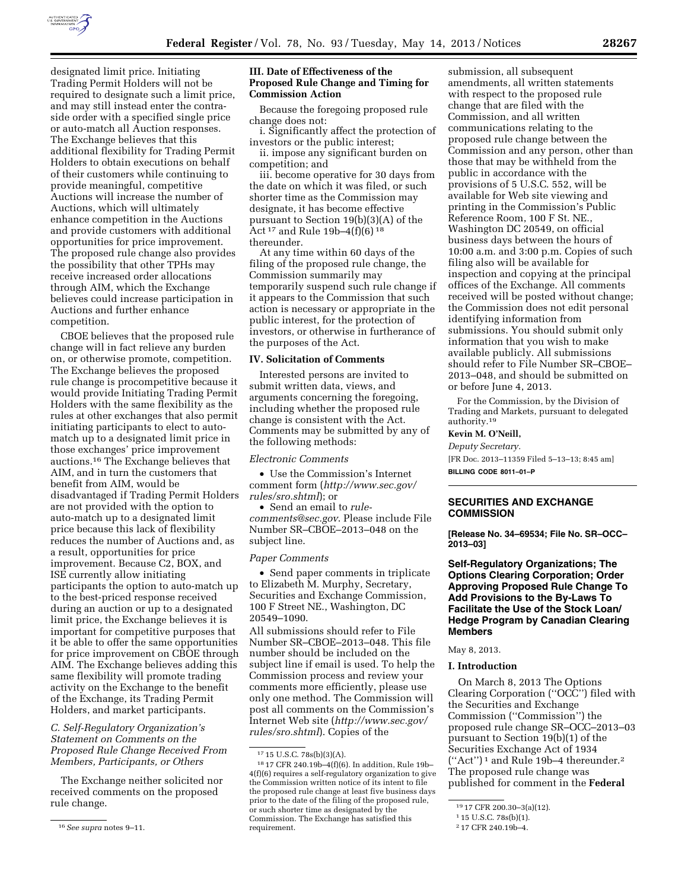designated limit price. Initiating Trading Permit Holders will not be required to designate such a limit price, and may still instead enter the contra-side order with a specified single price or auto-match all Auction responses. The Exchange believes that this additional flexibility for Trading Permit Holders to obtain executions on behalf of their customers while continuing to provide meaningful, competitive Auctions will increase the number of Auctions, which will ultimately enhance competition in the Auctions and provide customers with additional opportunities for price improvement. The proposed rule change also provides the possibility that other TPHs may receive increased order allocations through AIM, which the Exchange believes could increase participation in Auctions and further enhance competition.

CBOE believes that the proposed rule change will in fact relieve any burden on, or otherwise promote, competition. The Exchange believes the proposed rule change is procompetitive because it would provide Initiating Trading Permit Holders with the same flexibility as the rules at other exchanges that also permit initiating participants to elect to auto-match up to a designated limit price in those exchanges' price improvement auctions.[16] The Exchange believes that AIM, and in turn the customers that benefit from AIM, would be disadvantaged if Trading Permit Holders are not provided with the option to auto-match up to a designated limit price because this lack of flexibility reduces the number of Auctions and, as a result, opportunities for price improvement. Because C2, BOX, and ISE currently allow initiating participants the option to auto-match up to the best-priced response received during an auction or up to a designated limit price, the Exchange believes it is important for competitive purposes that it be able to offer the same opportunities for price improvement on CBOE through AIM. The Exchange believes adding this same flexibility will promote trading activity on the Exchange to the benefit of the Exchange, its Trading Permit Holders, and market participants.

*C. Self-Regulatory Organization's Statement on Comments on the Proposed Rule Change Received From Members, Participants, or Others*

The Exchange neither solicited nor received comments on the proposed rule change.

[16] *See supra* notes 9–11.

### III. Date of Effectiveness of the Proposed Rule Change and Timing for Commission Action

Because the foregoing proposed rule change does not:

i. Significantly affect the protection of investors or the public interest;

ii. impose any significant burden on competition; and

iii. become operative for 30 days from the date on which it was filed, or such shorter time as the Commission may designate, it has become effective pursuant to Section 19(b)(3)(A) of the Act[17] and Rule 19b–4(f)(6)[18] thereunder.

At any time within 60 days of the filing of the proposed rule change, the Commission summarily may temporarily suspend such rule change if it appears to the Commission that such action is necessary or appropriate in the public interest, for the protection of investors, or otherwise in furtherance of the purposes of the Act.

### IV. Solicitation of Comments

Interested persons are invited to submit written data, views, and arguments concerning the foregoing, including whether the proposed rule change is consistent with the Act. Comments may be submitted by any of the following methods:

*Electronic Comments*

- Use the Commission's Internet comment form (*http://www.sec.gov/rules/sro.shtml*); or
- Send an email to *rule-comments@sec.gov*. Please include File Number SR–CBOE–2013–048 on the subject line.

*Paper Comments*

- Send paper comments in triplicate to Elizabeth M. Murphy, Secretary, Securities and Exchange Commission, 100 F Street NE., Washington, DC 20549–1090.

All submissions should refer to File Number SR–CBOE–2013–048. This file number should be included on the subject line if email is used. To help the Commission process and review your comments more efficiently, please use only one method. The Commission will post all comments on the Commission's Internet Web site (*http://www.sec.gov/rules/sro.shtml*). Copies of the submission, all subsequent amendments, all written statements with respect to the proposed rule change that are filed with the Commission, and all written communications relating to the proposed rule change between the Commission and any person, other than those that may be withheld from the public in accordance with the provisions of 5 U.S.C. 552, will be available for Web site viewing and printing in the Commission's Public Reference Room, 100 F St. NE., Washington DC 20549, on official business days between the hours of 10:00 a.m. and 3:00 p.m. Copies of such filing also will be available for inspection and copying at the principal offices of the Exchange. All comments received will be posted without change; the Commission does not edit personal identifying information from submissions. You should submit only information that you wish to make available publicly. All submissions should refer to File Number SR–CBOE–2013–048, and should be submitted on or before June 4, 2013.

[17] 15 U.S.C. 78s(b)(3)(A).

[18] 17 CFR 240.19b–4(f)(6). In addition, Rule 19b–4(f)(6) requires a self-regulatory organization to give the Commission written notice of its intent to file the proposed rule change at least five business days prior to the date of the filing of the proposed rule, or such shorter time as designated by the Commission. The Exchange has satisfied this requirement.

For the Commission, by the Division of Trading and Markets, pursuant to delegated authority.[19]

**Kevin M. O'Neill,**

*Deputy Secretary.*

[FR Doc. 2013–11359 Filed 5–13–13; 8:45 am]

**BILLING CODE 8011–01–P**

[19] 17 CFR 200.30–3(a)(12).

## SECURITIES AND EXCHANGE COMMISSION

**[Release No. 34–69534; File No. SR–OCC–2013–03]**

## Self-Regulatory Organizations; The Options Clearing Corporation; Order Approving Proposed Rule Change To Add Provisions to the By-Laws To Facilitate the Use of the Stock Loan/Hedge Program by Canadian Clearing Members

May 8, 2013.

### I. Introduction

On March 8, 2013 The Options Clearing Corporation (''OCC'') filed with the Securities and Exchange Commission (''Commission'') the proposed rule change SR–OCC–2013–03 pursuant to Section 19(b)(1) of the Securities Exchange Act of 1934 (''Act'')[1] and Rule 19b–4 thereunder.[2] The proposed rule change was published for comment in the **Federal**

[1] 15 U.S.C. 78s(b)(1).

[2] 17 CFR 240.19b–4.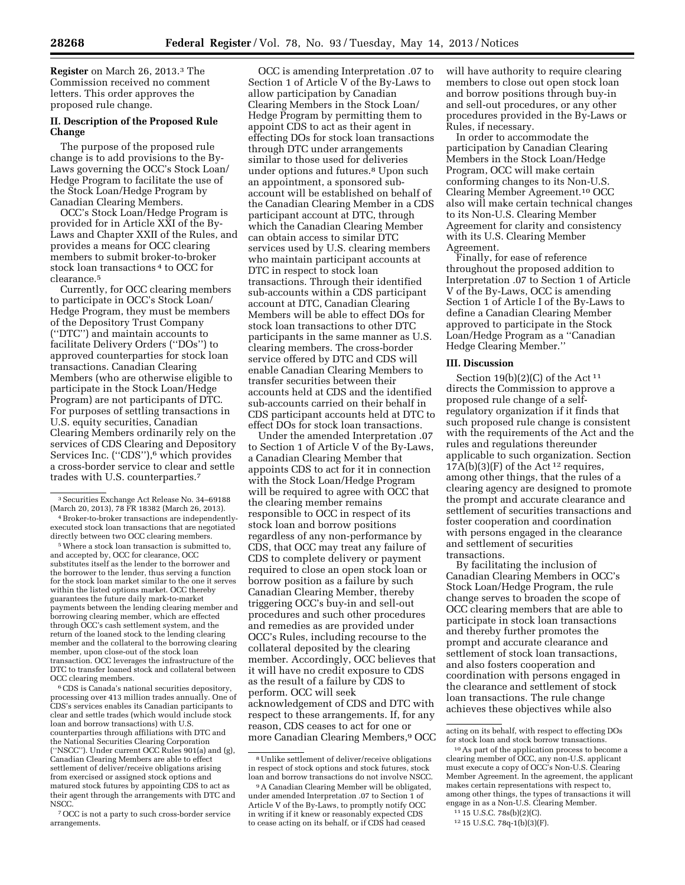**Register** on March 26, 2013.[3] The Commission received no comment letters. This order approves the proposed rule change.

## II. Description of the Proposed Rule Change

The purpose of the proposed rule change is to add provisions to the By-Laws governing the OCC's Stock Loan/Hedge Program to facilitate the use of the Stock Loan/Hedge Program by Canadian Clearing Members.

OCC's Stock Loan/Hedge Program is provided for in Article XXI of the By-Laws and Chapter XXII of the Rules, and provides a means for OCC clearing members to submit broker-to-broker stock loan transactions [4] to OCC for clearance.[5]

Currently, for OCC clearing members to participate in OCC's Stock Loan/Hedge Program, they must be members of the Depository Trust Company (''DTC'') and maintain accounts to facilitate Delivery Orders (''DOs'') to approved counterparties for stock loan transactions. Canadian Clearing Members (who are otherwise eligible to participate in the Stock Loan/Hedge Program) are not participants of DTC. For purposes of settling transactions in U.S. equity securities, Canadian Clearing Members ordinarily rely on the services of CDS Clearing and Depository Services Inc. (''CDS''),[6] which provides a cross-border service to clear and settle trades with U.S. counterparties.[7]

OCC is amending Interpretation .07 to Section 1 of Article V of the By-Laws to allow participation by Canadian Clearing Members in the Stock Loan/Hedge Program by permitting them to appoint CDS to act as their agent in effecting DOs for stock loan transactions through DTC under arrangements similar to those used for deliveries under options and futures.[8] Upon such an appointment, a sponsored sub-account will be established on behalf of the Canadian Clearing Member in a CDS participant account at DTC, through which the Canadian Clearing Member can obtain access to similar DTC services used by U.S. clearing members who maintain participant accounts at DTC in respect to stock loan transactions. Through their identified sub-accounts within a CDS participant account at DTC, Canadian Clearing Members will be able to effect DOs for stock loan transactions to other DTC participants in the same manner as U.S. clearing members. The cross-border service offered by DTC and CDS will enable Canadian Clearing Members to transfer securities between their accounts held at CDS and the identified sub-accounts carried on their behalf in CDS participant accounts held at DTC to effect DOs for stock loan transactions.

Under the amended Interpretation .07 to Section 1 of Article V of the By-Laws, a Canadian Clearing Member that appoints CDS to act for it in connection with the Stock Loan/Hedge Program will be required to agree with OCC that the clearing member remains responsible to OCC in respect of its stock loan and borrow positions regardless of any non-performance by CDS, that OCC may treat any failure of CDS to complete delivery or payment required to close an open stock loan or borrow position as a failure by such Canadian Clearing Member, thereby triggering OCC's buy-in and sell-out procedures and such other procedures and remedies as are provided under OCC's Rules, including recourse to the collateral deposited by the clearing member. Accordingly, OCC believes that it will have no credit exposure to CDS as the result of a failure by CDS to perform. OCC will seek acknowledgement of CDS and DTC with respect to these arrangements. If, for any reason, CDS ceases to act for one or more Canadian Clearing Members,[9] OCC will have authority to require clearing members to close out open stock loan and borrow positions through buy-in and sell-out procedures, or any other procedures provided in the By-Laws or Rules, if necessary.

In order to accommodate the participation by Canadian Clearing Members in the Stock Loan/Hedge Program, OCC will make certain conforming changes to its Non-U.S. Clearing Member Agreement.[10] OCC also will make certain technical changes to its Non-U.S. Clearing Member Agreement for clarity and consistency with its U.S. Clearing Member Agreement.

Finally, for ease of reference throughout the proposed addition to Interpretation .07 to Section 1 of Article V of the By-Laws, OCC is amending Section 1 of Article I of the By-Laws to define a Canadian Clearing Member approved to participate in the Stock Loan/Hedge Program as a ''Canadian Hedge Clearing Member.''

## III. Discussion

Section 19(b)(2)(C) of the Act [11] directs the Commission to approve a proposed rule change of a self-regulatory organization if it finds that such proposed rule change is consistent with the requirements of the Act and the rules and regulations thereunder applicable to such organization. Section 17A(b)(3)(F) of the Act [12] requires, among other things, that the rules of a clearing agency are designed to promote the prompt and accurate clearance and settlement of securities transactions and foster cooperation and coordination with persons engaged in the clearance and settlement of securities transactions.

By facilitating the inclusion of Canadian Clearing Members in OCC's Stock Loan/Hedge Program, the rule change serves to broaden the scope of OCC clearing members that are able to participate in stock loan transactions and thereby further promotes the prompt and accurate clearance and settlement of stock loan transactions, and also fosters cooperation and coordination with persons engaged in the clearance and settlement of stock loan transactions. The rule change achieves these objectives while also

---

[3] Securities Exchange Act Release No. 34–69188 (March 20, 2013), 78 FR 18382 (March 26, 2013).

[4] Broker-to-broker transactions are independently-executed stock loan transactions that are negotiated directly between two OCC clearing members.

[5] Where a stock loan transaction is submitted to, and accepted by, OCC for clearance, OCC substitutes itself as the lender to the borrower and the borrower to the lender, thus serving a function for the stock loan market similar to the one it serves within the listed options market. OCC thereby guarantees the future daily mark-to-market payments between the lending clearing member and borrowing clearing member, which are effected through OCC's cash settlement system, and the return of the loaned stock to the lending clearing member and the collateral to the borrowing clearing member, upon close-out of the stock loan transaction. OCC leverages the infrastructure of the DTC to transfer loaned stock and collateral between OCC clearing members.

[6] CDS is Canada's national securities depository, processing over 413 million trades annually. One of CDS's services enables its Canadian participants to clear and settle trades (which would include stock loan and borrow transactions) with U.S. counterparties through affiliations with DTC and the National Securities Clearing Corporation (''NSCC''). Under current OCC Rules 901(a) and (g), Canadian Clearing Members are able to effect settlement of deliver/receive obligations arising from exercised or assigned stock options and matured stock futures by appointing CDS to act as their agent through the arrangements with DTC and NSCC.

[7] OCC is not a party to such cross-border service arrangements.

[8] Unlike settlement of deliver/receive obligations in respect of stock options and stock futures, stock loan and borrow transactions do not involve NSCC.

[9] A Canadian Clearing Member will be obligated, under amended Interpretation .07 to Section 1 of Article V of the By-Laws, to promptly notify OCC in writing if it knew or reasonably expected CDS to cease acting on its behalf, or if CDS had ceased acting on its behalf, with respect to effecting DOs for stock loan and stock borrow transactions.

[10] As part of the application process to become a clearing member of OCC, any non-U.S. applicant must execute a copy of OCC's Non-U.S. Clearing Member Agreement. In the agreement, the applicant makes certain representations with respect to, among other things, the types of transactions it will engage in as a Non-U.S. Clearing Member.

[11] 15 U.S.C. 78s(b)(2)(C).

[12] 15 U.S.C. 78q-1(b)(3)(F).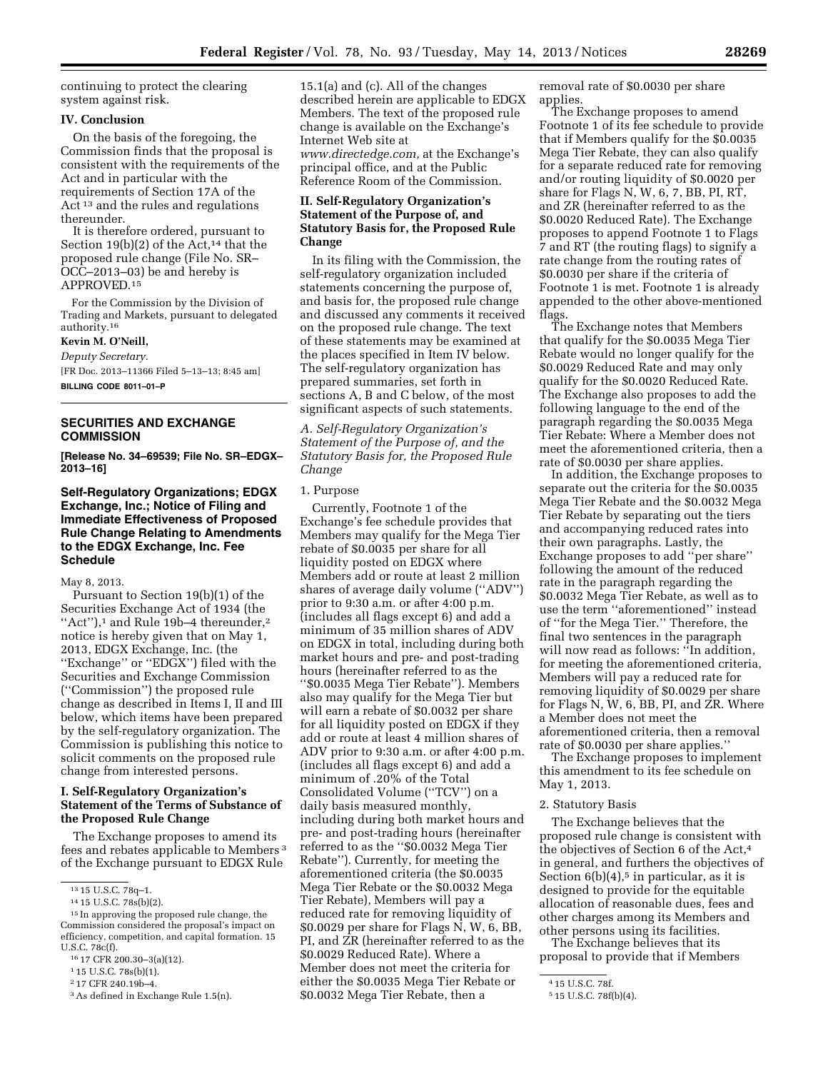continuing to protect the clearing system against risk.

## IV. Conclusion

On the basis of the foregoing, the Commission finds that the proposal is consistent with the requirements of the Act and in particular with the requirements of Section 17A of the Act [13] and the rules and regulations thereunder.

It is therefore ordered, pursuant to Section 19(b)(2) of the Act,[14] that the proposed rule change (File No. SR–OCC–2013–03) be and hereby is APPROVED.[15]

For the Commission by the Division of Trading and Markets, pursuant to delegated authority.[16]

**Kevin M. O'Neill,**

*Deputy Secretary.*

[FR Doc. 2013–11366 Filed 5–13–13; 8:45 am]

**BILLING CODE 8011–01–P**

[13] 15 U.S.C. 78q–1.

[14] 15 U.S.C. 78s(b)(2).

[15] In approving the proposed rule change, the Commission considered the proposal's impact on efficiency, competition, and capital formation. 15 U.S.C. 78c(f).

[16] 17 CFR 200.30–3(a)(12).

---

## SECURITIES AND EXCHANGE COMMISSION

**[Release No. 34–69539; File No. SR–EDGX–2013–16]**

### Self-Regulatory Organizations; EDGX Exchange, Inc.; Notice of Filing and Immediate Effectiveness of Proposed Rule Change Relating to Amendments to the EDGX Exchange, Inc. Fee Schedule

May 8, 2013.

Pursuant to Section 19(b)(1) of the Securities Exchange Act of 1934 (the "Act"),[1] and Rule 19b–4 thereunder,[2] notice is hereby given that on May 1, 2013, EDGX Exchange, Inc. (the "Exchange" or "EDGX") filed with the Securities and Exchange Commission ("Commission") the proposed rule change as described in Items I, II and III below, which items have been prepared by the self-regulatory organization. The Commission is publishing this notice to solicit comments on the proposed rule change from interested persons.

### I. Self-Regulatory Organization's Statement of the Terms of Substance of the Proposed Rule Change

The Exchange proposes to amend its fees and rebates applicable to Members [3] of the Exchange pursuant to EDGX Rule 15.1(a) and (c). All of the changes described herein are applicable to EDGX Members. The text of the proposed rule change is available on the Exchange's Internet Web site at *www.directedge.com,* at the Exchange's principal office, and at the Public Reference Room of the Commission.

### II. Self-Regulatory Organization's Statement of the Purpose of, and Statutory Basis for, the Proposed Rule Change

In its filing with the Commission, the self-regulatory organization included statements concerning the purpose of, and basis for, the proposed rule change and discussed any comments it received on the proposed rule change. The text of these statements may be examined at the places specified in Item IV below. The self-regulatory organization has prepared summaries, set forth in sections A, B and C below, of the most significant aspects of such statements.

*A. Self-Regulatory Organization's Statement of the Purpose of, and the Statutory Basis for, the Proposed Rule Change*

1. Purpose

Currently, Footnote 1 of the Exchange's fee schedule provides that Members may qualify for the Mega Tier rebate of $0.0035 per share for all liquidity posted on EDGX where Members add or route at least 2 million shares of average daily volume ("ADV") prior to 9:30 a.m. or after 4:00 p.m. (includes all flags except 6) and add a minimum of 35 million shares of ADV on EDGX in total, including during both market hours and pre- and post-trading hours (hereinafter referred to as the "$0.0035 Mega Tier Rebate"). Members also may qualify for the Mega Tier but will earn a rebate of $0.0032 per share for all liquidity posted on EDGX if they add or route at least 4 million shares of ADV prior to 9:30 a.m. or after 4:00 p.m. (includes all flags except 6) and add a minimum of .20% of the Total Consolidated Volume ("TCV") on a daily basis measured monthly, including during both market hours and pre- and post-trading hours (hereinafter referred to as the "$0.0032 Mega Tier Rebate"). Currently, for meeting the aforementioned criteria (the $0.0035 Mega Tier Rebate or the $0.0032 Mega Tier Rebate), Members will pay a reduced rate for removing liquidity of $0.0029 per share for Flags N, W, 6, BB, PI, and ZR (hereinafter referred to as the $0.0029 Reduced Rate). Where a Member does not meet the criteria for either the $0.0035 Mega Tier Rebate or $0.0032 Mega Tier Rebate, then a removal rate of $0.0030 per share applies.

The Exchange proposes to amend Footnote 1 of its fee schedule to provide that if Members qualify for the $0.0035 Mega Tier Rebate, they can also qualify for a separate reduced rate for removing and/or routing liquidity of $0.0020 per share for Flags N, W, 6, 7, BB, PI, RT, and ZR (hereinafter referred to as the $0.0020 Reduced Rate). The Exchange proposes to append Footnote 1 to Flags 7 and RT (the routing flags) to signify a rate change from the routing rates of $0.0030 per share if the criteria of Footnote 1 is met. Footnote 1 is already appended to the other above-mentioned flags.

The Exchange notes that Members that qualify for the $0.0035 Mega Tier Rebate would no longer qualify for the $0.0029 Reduced Rate and may only qualify for the $0.0020 Reduced Rate. The Exchange also proposes to add the following language to the end of the paragraph regarding the $0.0035 Mega Tier Rebate: Where a Member does not meet the aforementioned criteria, then a rate of $0.0030 per share applies.

In addition, the Exchange proposes to separate out the criteria for the $0.0035 Mega Tier Rebate and the $0.0032 Mega Tier Rebate by separating out the tiers and accompanying reduced rates into their own paragraphs. Lastly, the Exchange proposes to add "per share" following the amount of the reduced rate in the paragraph regarding the $0.0032 Mega Tier Rebate, as well as to use the term "aforementioned" instead of "for the Mega Tier." Therefore, the final two sentences in the paragraph will now read as follows: "In addition, for meeting the aforementioned criteria, Members will pay a reduced rate for removing liquidity of $0.0029 per share for Flags N, W, 6, BB, PI, and ZR. Where a Member does not meet the aforementioned criteria, then a removal rate of $0.0030 per share applies."

The Exchange proposes to implement this amendment to its fee schedule on May 1, 2013.

2. Statutory Basis

The Exchange believes that the proposed rule change is consistent with the objectives of Section 6 of the Act,[4] in general, and furthers the objectives of Section 6(b)(4),[5] in particular, as it is designed to provide for the equitable allocation of reasonable dues, fees and other charges among its Members and other persons using its facilities.

The Exchange believes that its proposal to provide that if Members

[1] 15 U.S.C. 78s(b)(1).

[2] 17 CFR 240.19b–4.

[3] As defined in Exchange Rule 1.5(n).

[4] 15 U.S.C. 78f.

[5] 15 U.S.C. 78f(b)(4).